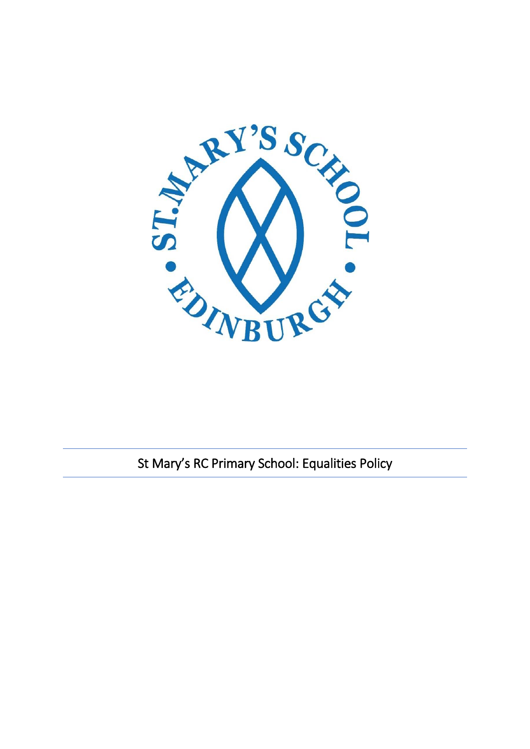# St Mary's RC Primary School: Equalities Policy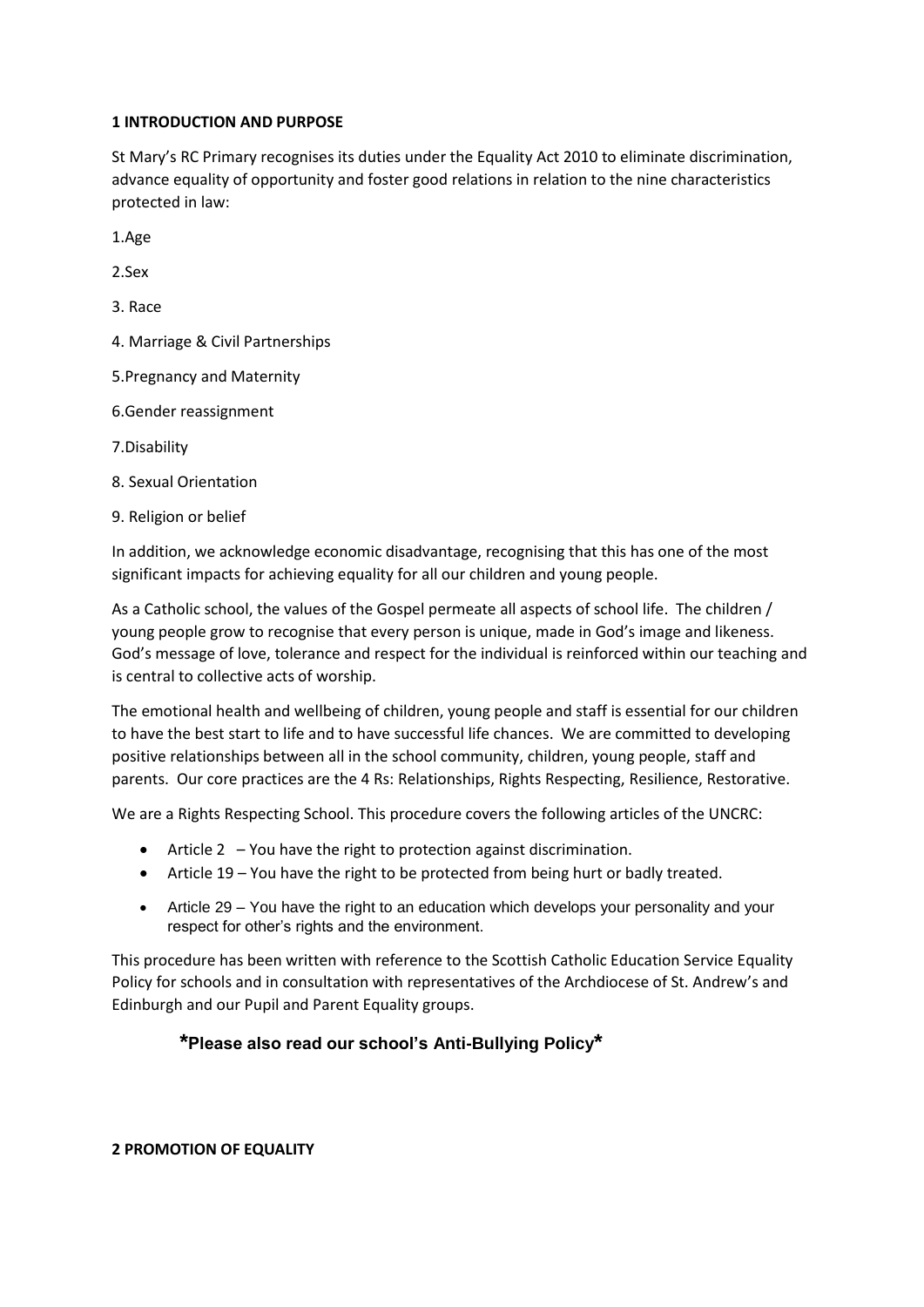**1 INTRODUCTION AND PURPOSE**

St Mary's RC Primary recognises its duties under the Equality Act 2010 to eliminate discrimination, advance equality of opportunity and foster good relations in relation to the nine characteristics protected in law:

1.Age

2.Sex

3. Race

4. Marriage & Civil Partnerships

5.Pregnancy and Maternity

6.Gender reassignment

7.Disability

8. Sexual Orientation

9. Religion or belief

In addition, we acknowledge economic disadvantage, recognising that this has one of the most significant impacts for achieving equality for all our children and young people.

As a Catholic school, the values of the Gospel permeate all aspects of school life. The children / young people grow to recognise that every person is unique, made in God's image and likeness. God's message of love, tolerance and respect for the individual is reinforced within our teaching and is central to collective acts of worship.

The emotional health and wellbeing of children, young people and staff is essential for our children to have the best start to life and to have successful life chances. We are committed to developing positive relationships between all in the school community, children, young people, staff and parents. Our core practices are the 4 Rs: Relationships, Rights Respecting, Resilience, Restorative.

We are a Rights Respecting School. This procedure covers the following articles of the UNCRC:

- Article 2 – You have the right to protection against discrimination.
- Article 19 – You have the right to be protected from being hurt or badly treated.
- Article 29 – You have the right to an education which develops your personality and your respect for other's rights and the environment.

This procedure has been written with reference to the Scottish Catholic Education Service Equality Policy for schools and in consultation with representatives of the Archdiocese of St. Andrew's and Edinburgh and our Pupil and Parent Equality groups.

**\*Please also read our school's Anti-Bullying Policy\***

**2 PROMOTION OF EQUALITY**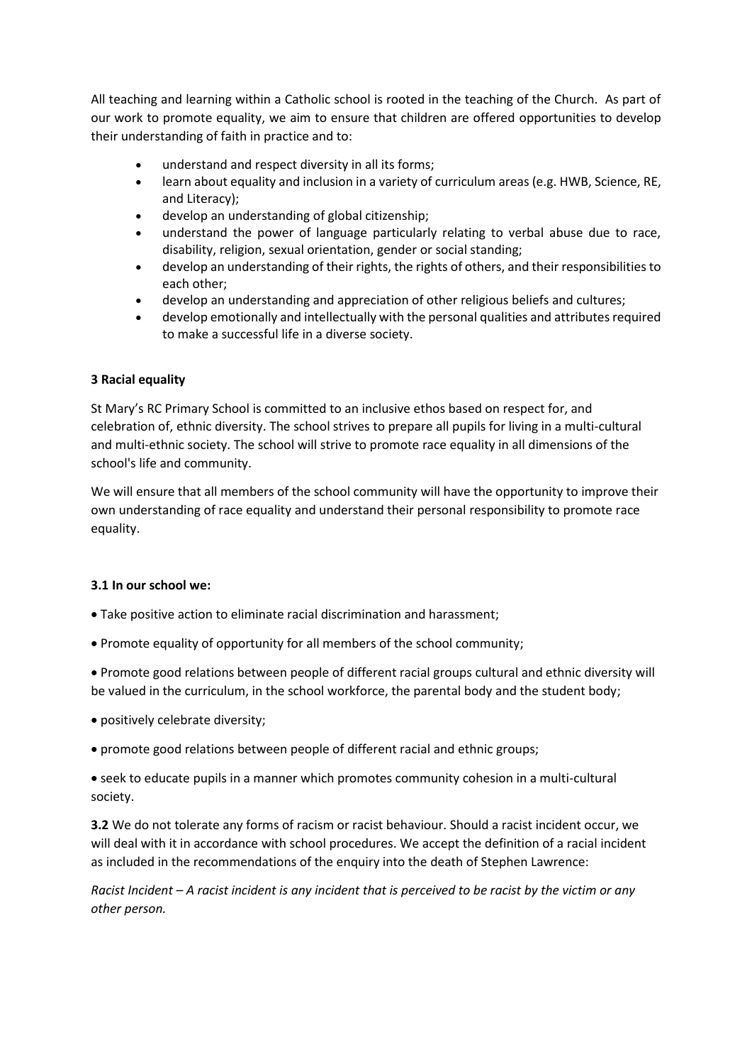All teaching and learning within a Catholic school is rooted in the teaching of the Church. As part of our work to promote equality, we aim to ensure that children are offered opportunities to develop their understanding of faith in practice and to:

- understand and respect diversity in all its forms;
- learn about equality and inclusion in a variety of curriculum areas (e.g. HWB, Science, RE, and Literacy);
- develop an understanding of global citizenship;
- understand the power of language particularly relating to verbal abuse due to race, disability, religion, sexual orientation, gender or social standing;
- develop an understanding of their rights, the rights of others, and their responsibilities to each other;
- develop an understanding and appreciation of other religious beliefs and cultures;
- develop emotionally and intellectually with the personal qualities and attributes required to make a successful life in a diverse society.

## 3 Racial equality

St Mary's RC Primary School is committed to an inclusive ethos based on respect for, and celebration of, ethnic diversity. The school strives to prepare all pupils for living in a multi-cultural and multi-ethnic society. The school will strive to promote race equality in all dimensions of the school's life and community.

We will ensure that all members of the school community will have the opportunity to improve their own understanding of race equality and understand their personal responsibility to promote race equality.

### 3.1 In our school we:

- Take positive action to eliminate racial discrimination and harassment;
- Promote equality of opportunity for all members of the school community;
- Promote good relations between people of different racial groups cultural and ethnic diversity will be valued in the curriculum, in the school workforce, the parental body and the student body;
- positively celebrate diversity;
- promote good relations between people of different racial and ethnic groups;
- seek to educate pupils in a manner which promotes community cohesion in a multi-cultural society.

**3.2** We do not tolerate any forms of racism or racist behaviour. Should a racist incident occur, we will deal with it in accordance with school procedures. We accept the definition of a racial incident as included in the recommendations of the enquiry into the death of Stephen Lawrence:

*Racist Incident – A racist incident is any incident that is perceived to be racist by the victim or any other person.*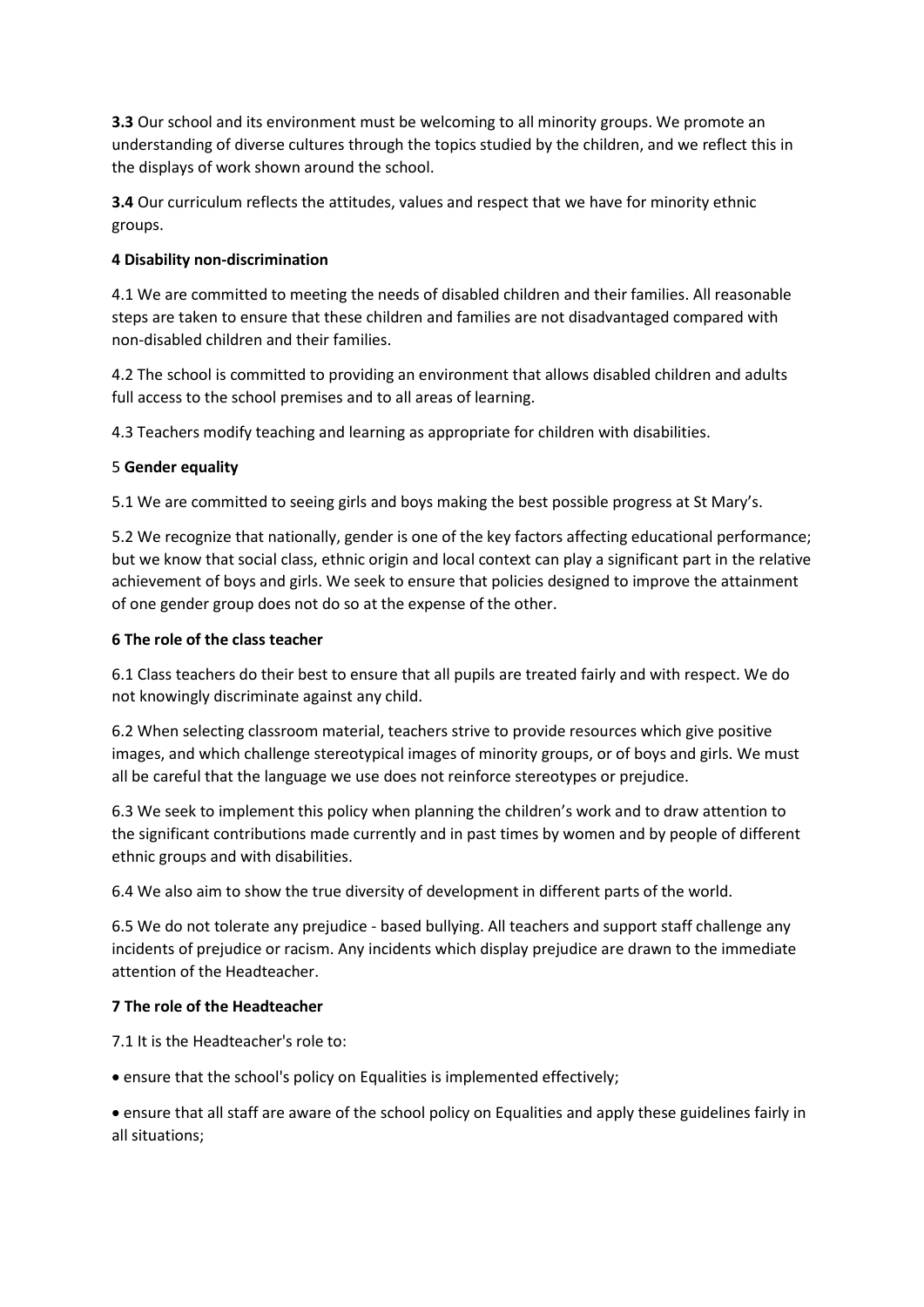**3.3** Our school and its environment must be welcoming to all minority groups. We promote an understanding of diverse cultures through the topics studied by the children, and we reflect this in the displays of work shown around the school.

**3.4** Our curriculum reflects the attitudes, values and respect that we have for minority ethnic groups.

**4 Disability non-discrimination**

4.1 We are committed to meeting the needs of disabled children and their families. All reasonable steps are taken to ensure that these children and families are not disadvantaged compared with non-disabled children and their families.

4.2 The school is committed to providing an environment that allows disabled children and adults full access to the school premises and to all areas of learning.

4.3 Teachers modify teaching and learning as appropriate for children with disabilities.

5 **Gender equality**

5.1 We are committed to seeing girls and boys making the best possible progress at St Mary's.

5.2 We recognize that nationally, gender is one of the key factors affecting educational performance; but we know that social class, ethnic origin and local context can play a significant part in the relative achievement of boys and girls. We seek to ensure that policies designed to improve the attainment of one gender group does not do so at the expense of the other.

**6 The role of the class teacher**

6.1 Class teachers do their best to ensure that all pupils are treated fairly and with respect. We do not knowingly discriminate against any child.

6.2 When selecting classroom material, teachers strive to provide resources which give positive images, and which challenge stereotypical images of minority groups, or of boys and girls. We must all be careful that the language we use does not reinforce stereotypes or prejudice.

6.3 We seek to implement this policy when planning the children's work and to draw attention to the significant contributions made currently and in past times by women and by people of different ethnic groups and with disabilities.

6.4 We also aim to show the true diversity of development in different parts of the world.

6.5 We do not tolerate any prejudice - based bullying. All teachers and support staff challenge any incidents of prejudice or racism. Any incidents which display prejudice are drawn to the immediate attention of the Headteacher.

**7 The role of the Headteacher**

7.1 It is the Headteacher's role to:

- ensure that the school's policy on Equalities is implemented effectively;
- ensure that all staff are aware of the school policy on Equalities and apply these guidelines fairly in all situations;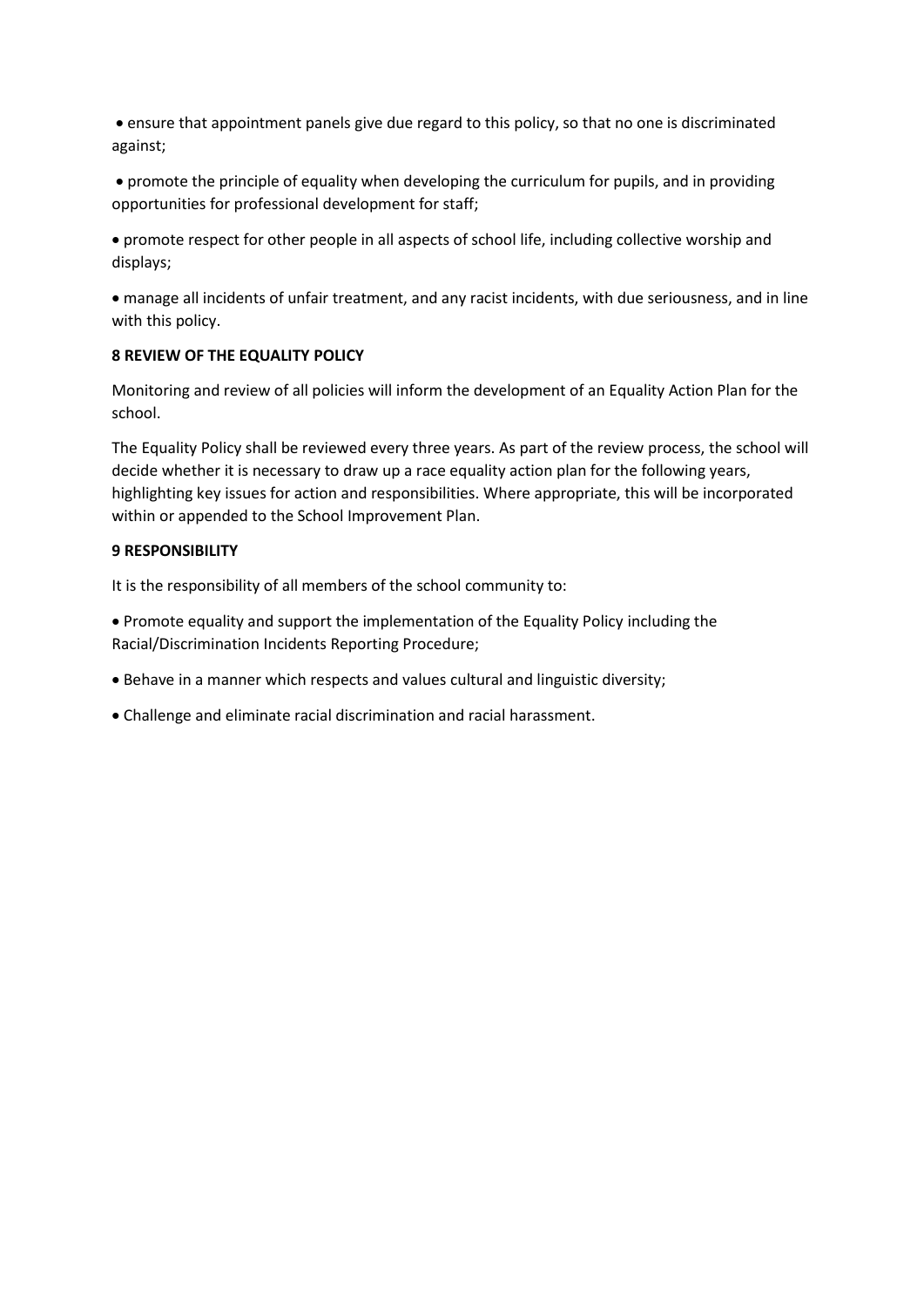- ensure that appointment panels give due regard to this policy, so that no one is discriminated against;
- promote the principle of equality when developing the curriculum for pupils, and in providing opportunities for professional development for staff;
- promote respect for other people in all aspects of school life, including collective worship and displays;
- manage all incidents of unfair treatment, and any racist incidents, with due seriousness, and in line with this policy.

**8 REVIEW OF THE EQUALITY POLICY**

Monitoring and review of all policies will inform the development of an Equality Action Plan for the school.

The Equality Policy shall be reviewed every three years. As part of the review process, the school will decide whether it is necessary to draw up a race equality action plan for the following years, highlighting key issues for action and responsibilities. Where appropriate, this will be incorporated within or appended to the School Improvement Plan.

**9 RESPONSIBILITY**

It is the responsibility of all members of the school community to:

- Promote equality and support the implementation of the Equality Policy including the Racial/Discrimination Incidents Reporting Procedure;
- Behave in a manner which respects and values cultural and linguistic diversity;
- Challenge and eliminate racial discrimination and racial harassment.